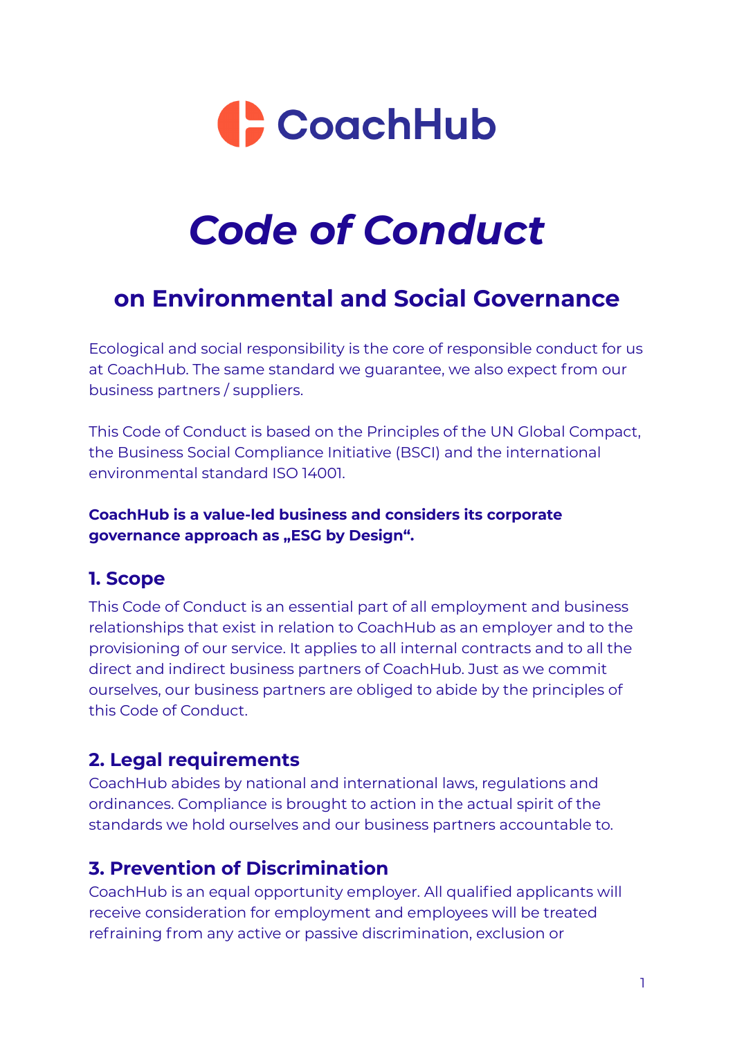CoachHub

# *Code of Conduct*

## on Environmental and Social Governance

Ecological and social responsibility is the core of responsible conduct for us at CoachHub. The same standard we guarantee, we also expect from our business partners / suppliers.

This Code of Conduct is based on the Principles of the UN Global Compact, the Business Social Compliance Initiative (BSCI) and the international environmental standard ISO 14001.

**CoachHub is a value-led business and considers its corporate governance approach as „ESG by Design“.**

### 1. Scope

This Code of Conduct is an essential part of all employment and business relationships that exist in relation to CoachHub as an employer and to the provisioning of our service. It applies to all internal contracts and to all the direct and indirect business partners of CoachHub. Just as we commit ourselves, our business partners are obliged to abide by the principles of this Code of Conduct.

### 2. Legal requirements

CoachHub abides by national and international laws, regulations and ordinances. Compliance is brought to action in the actual spirit of the standards we hold ourselves and our business partners accountable to.

### 3. Prevention of Discrimination

CoachHub is an equal opportunity employer. All qualified applicants will receive consideration for employment and employees will be treated refraining from any active or passive discrimination, exclusion or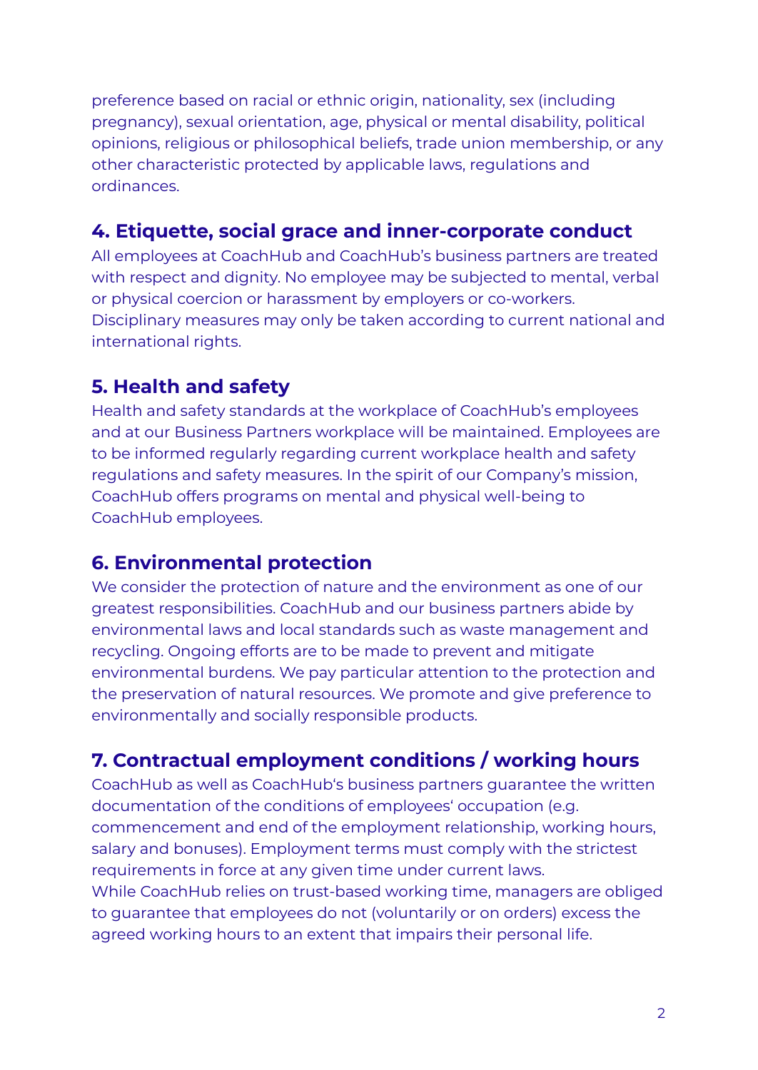preference based on racial or ethnic origin, nationality, sex (including pregnancy), sexual orientation, age, physical or mental disability, political opinions, religious or philosophical beliefs, trade union membership, or any other characteristic protected by applicable laws, regulations and ordinances.

## 4. Etiquette, social grace and inner-corporate conduct

All employees at CoachHub and CoachHub's business partners are treated with respect and dignity. No employee may be subjected to mental, verbal or physical coercion or harassment by employers or co-workers. Disciplinary measures may only be taken according to current national and international rights.

## 5. Health and safety

Health and safety standards at the workplace of CoachHub's employees and at our Business Partners workplace will be maintained. Employees are to be informed regularly regarding current workplace health and safety regulations and safety measures. In the spirit of our Company's mission, CoachHub offers programs on mental and physical well-being to CoachHub employees.

## 6. Environmental protection

We consider the protection of nature and the environment as one of our greatest responsibilities. CoachHub and our business partners abide by environmental laws and local standards such as waste management and recycling. Ongoing efforts are to be made to prevent and mitigate environmental burdens. We pay particular attention to the protection and the preservation of natural resources. We promote and give preference to environmentally and socially responsible products.

## 7. Contractual employment conditions / working hours

CoachHub as well as CoachHub's business partners guarantee the written documentation of the conditions of employees' occupation (e.g. commencement and end of the employment relationship, working hours, salary and bonuses). Employment terms must comply with the strictest requirements in force at any given time under current laws.
While CoachHub relies on trust-based working time, managers are obliged to guarantee that employees do not (voluntarily or on orders) excess the agreed working hours to an extent that impairs their personal life.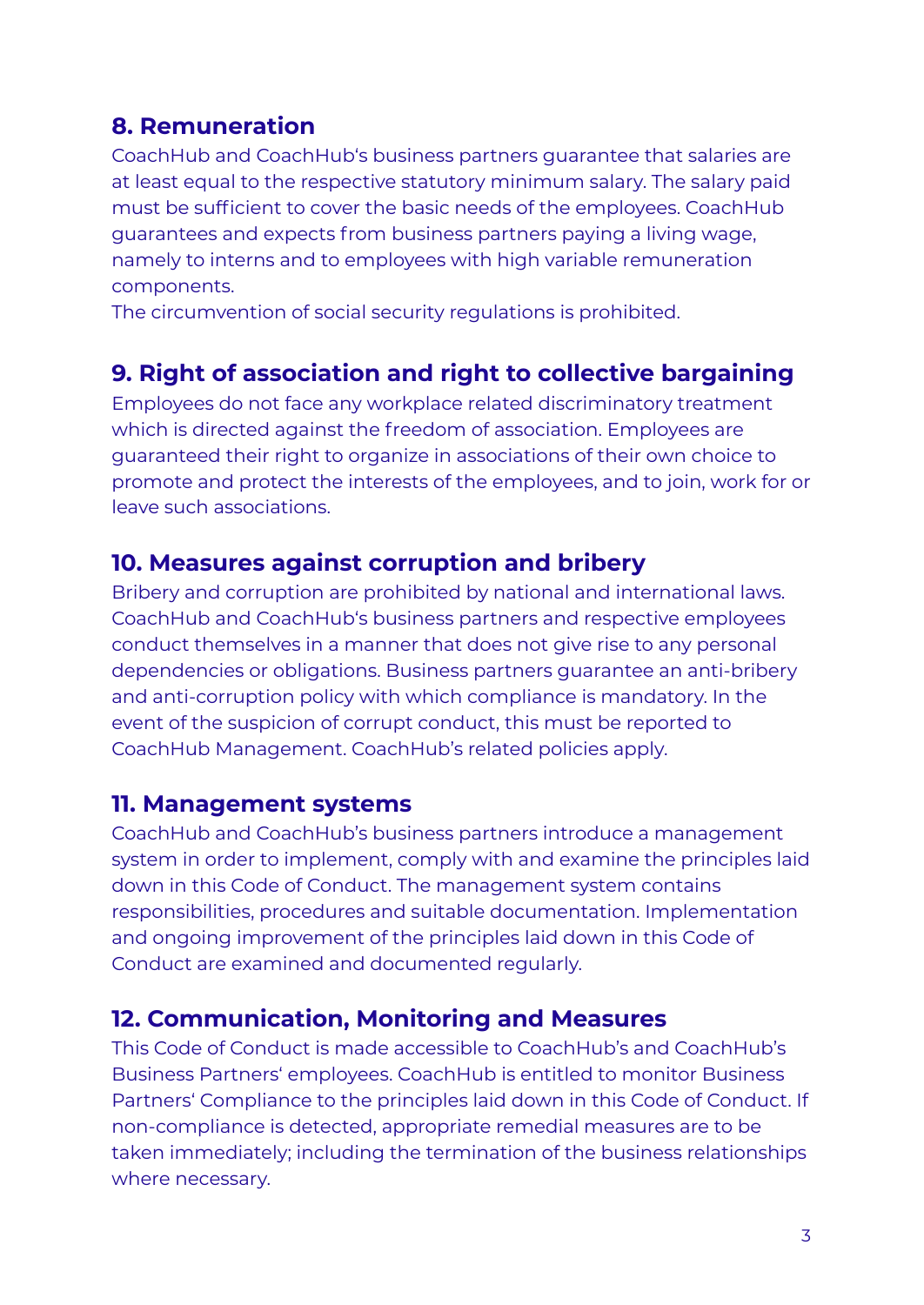## 8. Remuneration

CoachHub and CoachHub's business partners guarantee that salaries are at least equal to the respective statutory minimum salary. The salary paid must be sufficient to cover the basic needs of the employees. CoachHub guarantees and expects from business partners paying a living wage, namely to interns and to employees with high variable remuneration components.
The circumvention of social security regulations is prohibited.

## 9. Right of association and right to collective bargaining

Employees do not face any workplace related discriminatory treatment which is directed against the freedom of association. Employees are guaranteed their right to organize in associations of their own choice to promote and protect the interests of the employees, and to join, work for or leave such associations.

## 10. Measures against corruption and bribery

Bribery and corruption are prohibited by national and international laws. CoachHub and CoachHub's business partners and respective employees conduct themselves in a manner that does not give rise to any personal dependencies or obligations. Business partners guarantee an anti-bribery and anti-corruption policy with which compliance is mandatory. In the event of the suspicion of corrupt conduct, this must be reported to CoachHub Management. CoachHub's related policies apply.

## 11. Management systems

CoachHub and CoachHub's business partners introduce a management system in order to implement, comply with and examine the principles laid down in this Code of Conduct. The management system contains responsibilities, procedures and suitable documentation. Implementation and ongoing improvement of the principles laid down in this Code of Conduct are examined and documented regularly.

## 12. Communication, Monitoring and Measures

This Code of Conduct is made accessible to CoachHub's and CoachHub's Business Partners' employees. CoachHub is entitled to monitor Business Partners' Compliance to the principles laid down in this Code of Conduct. If non-compliance is detected, appropriate remedial measures are to be taken immediately; including the termination of the business relationships where necessary.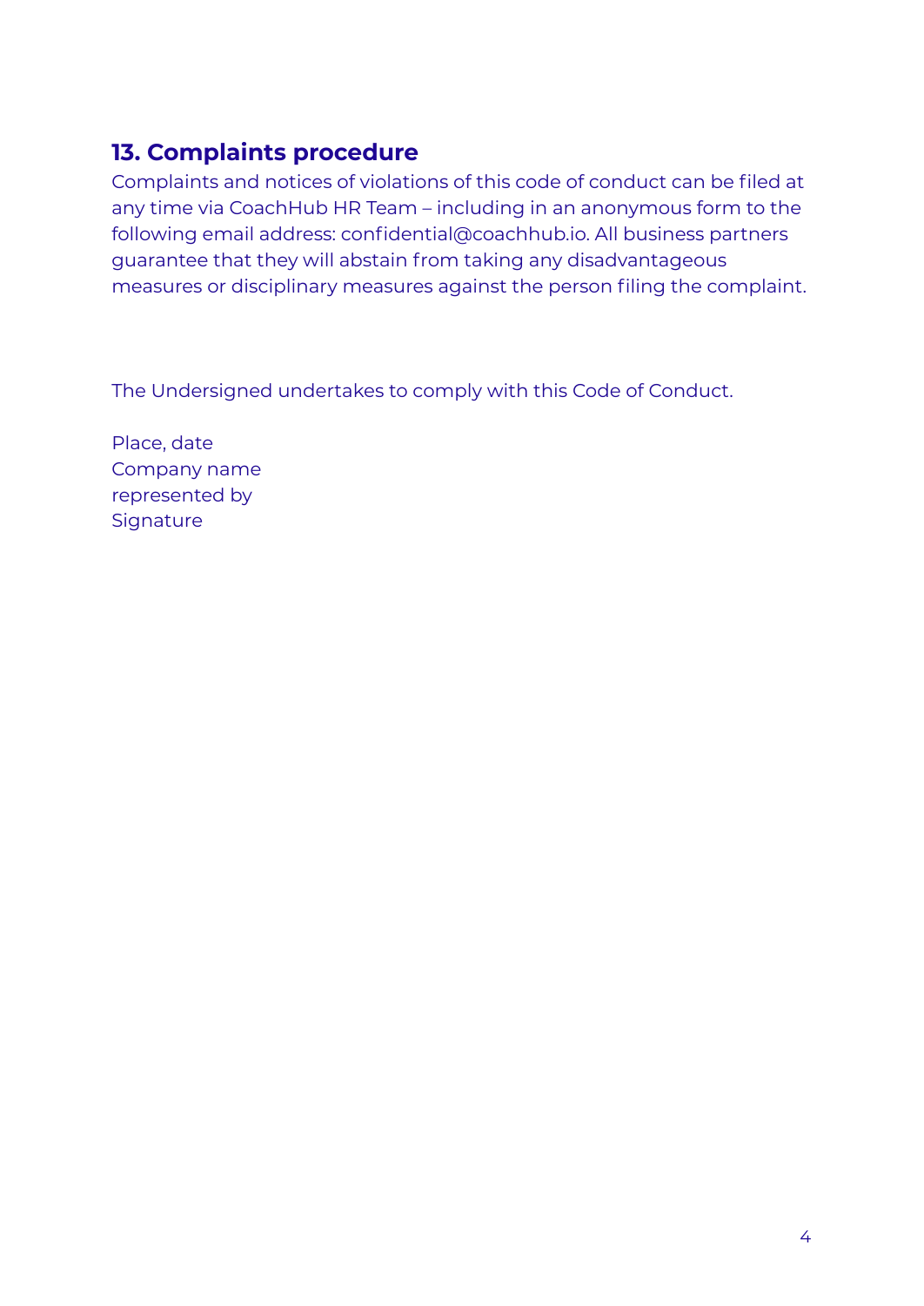## 13. Complaints procedure

Complaints and notices of violations of this code of conduct can be filed at any time via CoachHub HR Team – including in an anonymous form to the following email address: confidential@coachhub.io. All business partners guarantee that they will abstain from taking any disadvantageous measures or disciplinary measures against the person filing the complaint.

The Undersigned undertakes to comply with this Code of Conduct.

Place, date  
Company name  
represented by  
Signature